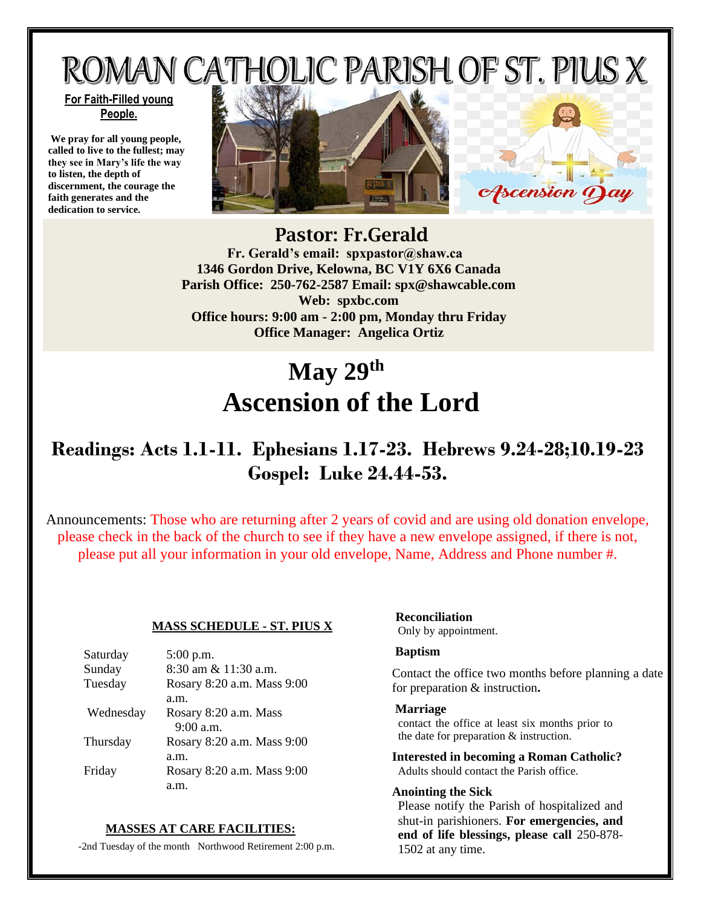# ROMAN CATHOLIC PARISH OF ST. PIUS X

**For Faith-Filled young People.**

**We pray for all young people, called to live to the fullest; may they see in Mary's life the way to listen, the depth of discernment, the courage the faith generates and the dedication to service.**

Ascension Day

## Pastor: Fr.Gerald

**Fr. Gerald's email: spxpastor@shaw.ca**
**1346 Gordon Drive, Kelowna, BC V1Y 6X6 Canada**
**Parish Office: 250-762-2587 Email: spx@shawcable.com**
**Web: spxbc.com**
**Office hours: 9:00 am - 2:00 pm, Monday thru Friday**
**Office Manager: Angelica Ortiz**

# May 29th
# Ascension of the Lord

## Readings: Acts 1.1-11. Ephesians 1.17-23. Hebrews 9.24-28;10.19-23
## Gospel: Luke 24.44-53.

Announcements: Those who are returning after 2 years of covid and are using old donation envelope, please check in the back of the church to see if they have a new envelope assigned, if there is not, please put all your information in your old envelope, Name, Address and Phone number #.

**MASS SCHEDULE - ST. PIUS X**

| | |
|---|---|
| Saturday | 5:00 p.m. |
| Sunday | 8:30 am & 11:30 a.m. |
| Tuesday | Rosary 8:20 a.m. Mass 9:00 a.m. |
| Wednesday | Rosary 8:20 a.m. Mass 9:00 a.m. |
| Thursday | Rosary 8:20 a.m. Mass 9:00 a.m. |
| Friday | Rosary 8:20 a.m. Mass 9:00 a.m. |

**MASSES AT CARE FACILITIES:**

-2nd Tuesday of the month Northwood Retirement 2:00 p.m.

**Reconciliation**
Only by appointment.

**Baptism**

Contact the office two months before planning a date for preparation & instruction**.**

**Marriage**
contact the office at least six months prior to the date for preparation & instruction.

**Interested in becoming a Roman Catholic?**
Adults should contact the Parish office.

**Anointing the Sick**
Please notify the Parish of hospitalized and shut-in parishioners. **For emergencies, and end of life blessings, please call** 250-878-1502 at any time.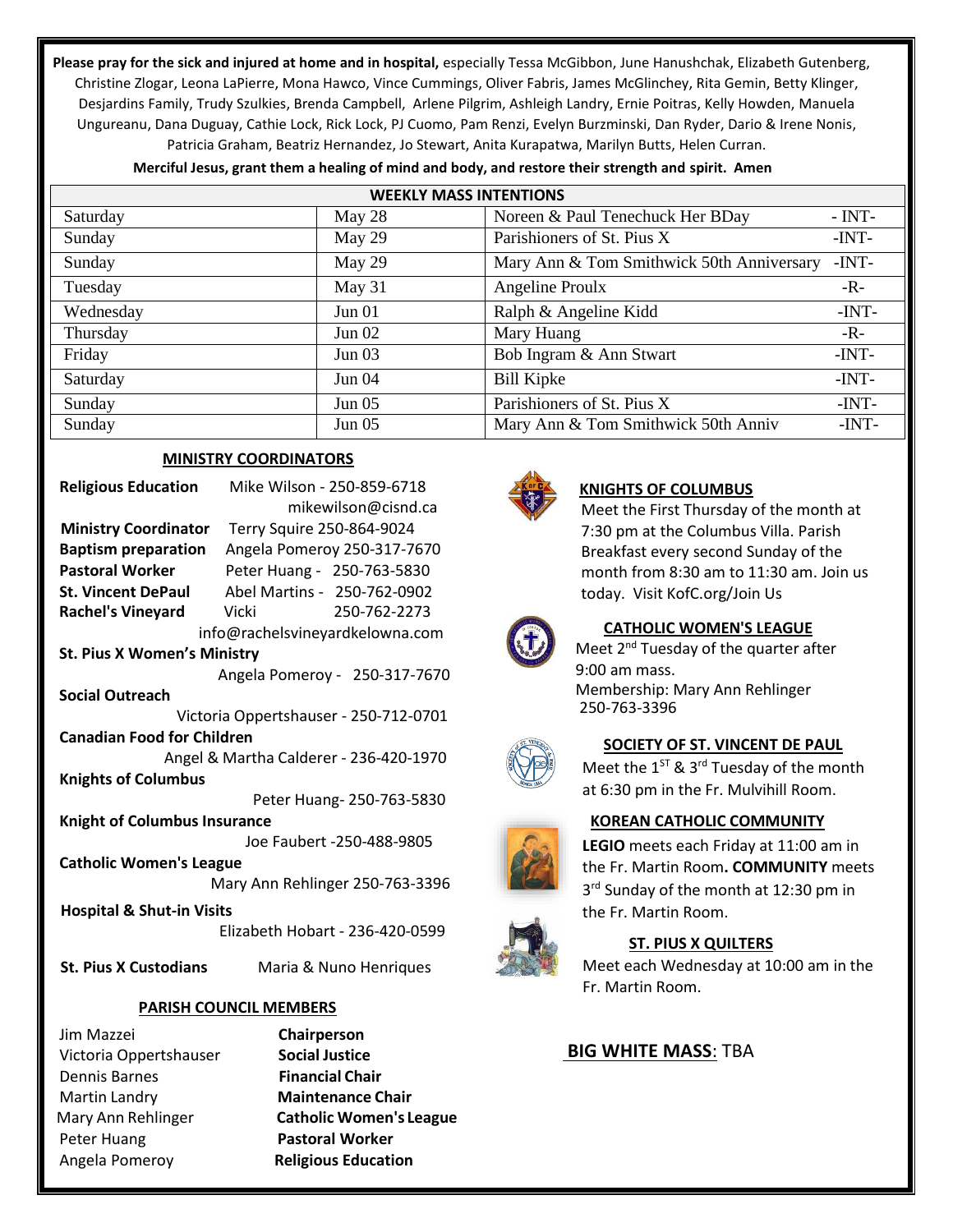**Please pray for the sick and injured at home and in hospital,** especially Tessa McGibbon, June Hanushchak, Elizabeth Gutenberg, Christine Zlogar, Leona LaPierre, Mona Hawco, Vince Cummings, Oliver Fabris, James McGlinchey, Rita Gemin, Betty Klinger, Desjardins Family, Trudy Szulkies, Brenda Campbell, Arlene Pilgrim, Ashleigh Landry, Ernie Poitras, Kelly Howden, Manuela Ungureanu, Dana Duguay, Cathie Lock, Rick Lock, PJ Cuomo, Pam Renzi, Evelyn Burzminski, Dan Ryder, Dario & Irene Nonis, Patricia Graham, Beatriz Hernandez, Jo Stewart, Anita Kurapatwa, Marilyn Butts, Helen Curran.

**Merciful Jesus, grant them a healing of mind and body, and restore their strength and spirit. Amen**

| WEEKLY MASS INTENTIONS | | | |
|---|---|---|---|
| Saturday | May 28 | Noreen & Paul Tenechuck Her BDay | - INT- |
| Sunday | May 29 | Parishioners of St. Pius X | -INT- |
| Sunday | May 29 | Mary Ann & Tom Smithwick 50th Anniversary | -INT- |
| Tuesday | May 31 | Angeline Proulx | -R- |
| Wednesday | Jun 01 | Ralph & Angeline Kidd | -INT- |
| Thursday | Jun 02 | Mary Huang | -R- |
| Friday | Jun 03 | Bob Ingram & Ann Stwart | -INT- |
| Saturday | Jun 04 | Bill Kipke | -INT- |
| Sunday | Jun 05 | Parishioners of St. Pius X | -INT- |
| Sunday | Jun 05 | Mary Ann & Tom Smithwick 50th Anniv | -INT- |

## MINISTRY COORDINATORS

**Religious Education** Mike Wilson - 250-859-6718
mikewilson@cisnd.ca
**Ministry Coordinator** Terry Squire 250-864-9024
**Baptism preparation** Angela Pomeroy 250-317-7670
**Pastoral Worker** Peter Huang - 250-763-5830
**St. Vincent DePaul** Abel Martins - 250-762-0902
**Rachel's Vineyard** Vicki 250-762-2273
info@rachelsvineyardkelowna.com
**St. Pius X Women's Ministry**
Angela Pomeroy - 250-317-7670
**Social Outreach**
Victoria Oppertshauser - 250-712-0701
**Canadian Food for Children**
Angel & Martha Calderer - 236-420-1970
**Knights of Columbus**
Peter Huang- 250-763-5830
**Knight of Columbus Insurance**
Joe Faubert -250-488-9805
**Catholic Women's League**
Mary Ann Rehlinger 250-763-3396
**Hospital & Shut-in Visits**
Elizabeth Hobart - 236-420-0599
**St. Pius X Custodians** Maria & Nuno Henriques

## PARISH COUNCIL MEMBERS

| | |
|---|---|
| Jim Mazzei | **Chairperson** |
| Victoria Oppertshauser | **Social Justice** |
| Dennis Barnes | **Financial Chair** |
| Martin Landry | **Maintenance Chair** |
| Mary Ann Rehlinger | **Catholic Women's League** |
| Peter Huang | **Pastoral Worker** |
| Angela Pomeroy | **Religious Education** |

## KNIGHTS OF COLUMBUS

Meet the First Thursday of the month at 7:30 pm at the Columbus Villa. Parish Breakfast every second Sunday of the month from 8:30 am to 11:30 am. Join us today. Visit KofC.org/Join Us

## CATHOLIC WOMEN'S LEAGUE

Meet 2nd Tuesday of the quarter after 9:00 am mass.
Membership: Mary Ann Rehlinger 250-763-3396

## SOCIETY OF ST. VINCENT DE PAUL

Meet the 1ST & 3rd Tuesday of the month at 6:30 pm in the Fr. Mulvihill Room.

## KOREAN CATHOLIC COMMUNITY

**LEGIO** meets each Friday at 11:00 am in the Fr. Martin Room**. COMMUNITY** meets 3rd Sunday of the month at 12:30 pm in the Fr. Martin Room.

## ST. PIUS X QUILTERS

Meet each Wednesday at 10:00 am in the Fr. Martin Room.

**BIG WHITE MASS**: TBA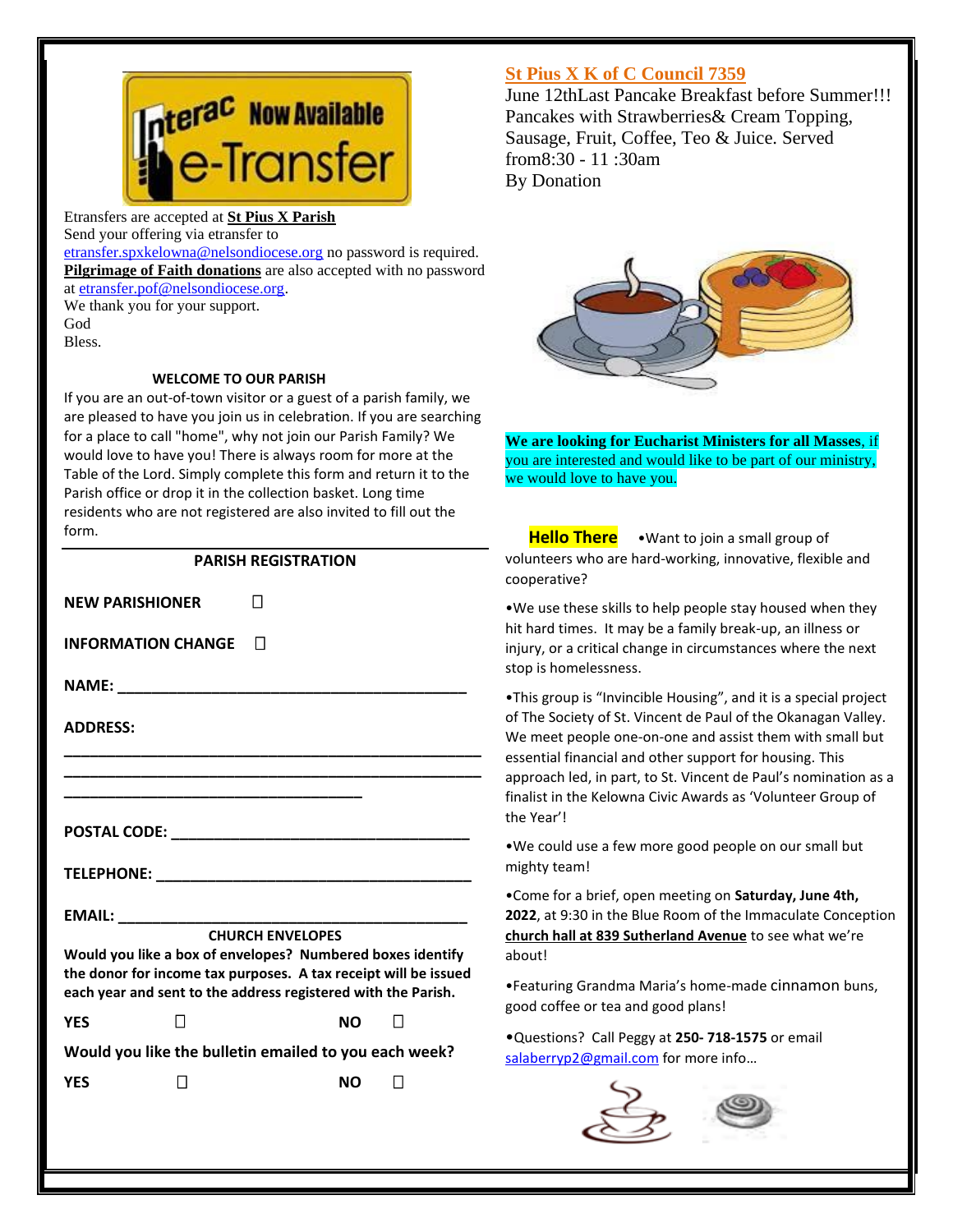Interac Now Available e-Transfer

Etransfers are accepted at **St Pius X Parish**
Send your offering via etransfer to
etransfer.spxkelowna@nelsondiocese.org no password is required.
**Pilgrimage of Faith donations** are also accepted with no password at etransfer.pof@nelsondiocese.org.
We thank you for your support.
God
Bless.

### WELCOME TO OUR PARISH

If you are an out-of-town visitor or a guest of a parish family, we are pleased to have you join us in celebration. If you are searching for a place to call "home", why not join our Parish Family? We would love to have you! There is always room for more at the Table of the Lord. Simply complete this form and return it to the Parish office or drop it in the collection basket. Long time residents who are not registered are also invited to fill out the form.

### PARISH REGISTRATION

**NEW PARISHIONER** ☐

**INFORMATION CHANGE** ☐

**NAME:** ________________________________________

**ADDRESS:**
________________________________________________
________________________________________________
__________________________________

**POSTAL CODE:** __________________________________

**TELEPHONE:** ____________________________________

**EMAIL:** ________________________________________

**CHURCH ENVELOPES**

**Would you like a box of envelopes? Numbered boxes identify the donor for income tax purposes. A tax receipt will be issued each year and sent to the address registered with the Parish.**

**YES** ☐ **NO** ☐

**Would you like the bulletin emailed to you each week?**

**YES** ☐ **NO** ☐

## St Pius X K of C Council 7359

June 12thLast Pancake Breakfast before Summer!!! Pancakes with Strawberries& Cream Topping, Sausage, Fruit, Coffee, Teo & Juice. Served from8:30 - 11 :30am
By Donation

**We are looking for Eucharist Ministers for all Masses**, if you are interested and would like to be part of our ministry, we would love to have you.

**Hello There** •Want to join a small group of volunteers who are hard-working, innovative, flexible and cooperative?

•We use these skills to help people stay housed when they hit hard times. It may be a family break-up, an illness or injury, or a critical change in circumstances where the next stop is homelessness.

•This group is "Invincible Housing", and it is a special project of The Society of St. Vincent de Paul of the Okanagan Valley. We meet people one-on-one and assist them with small but essential financial and other support for housing. This approach led, in part, to St. Vincent de Paul's nomination as a finalist in the Kelowna Civic Awards as 'Volunteer Group of the Year'!

•We could use a few more good people on our small but mighty team!

•Come for a brief, open meeting on **Saturday, June 4th, 2022**, at 9:30 in the Blue Room of the Immaculate Conception **church hall at 839 Sutherland Avenue** to see what we're about!

•Featuring Grandma Maria's home-made cinnamon buns, good coffee or tea and good plans!

•Questions? Call Peggy at **250- 718-1575** or email salaberryp2@gmail.com for more info…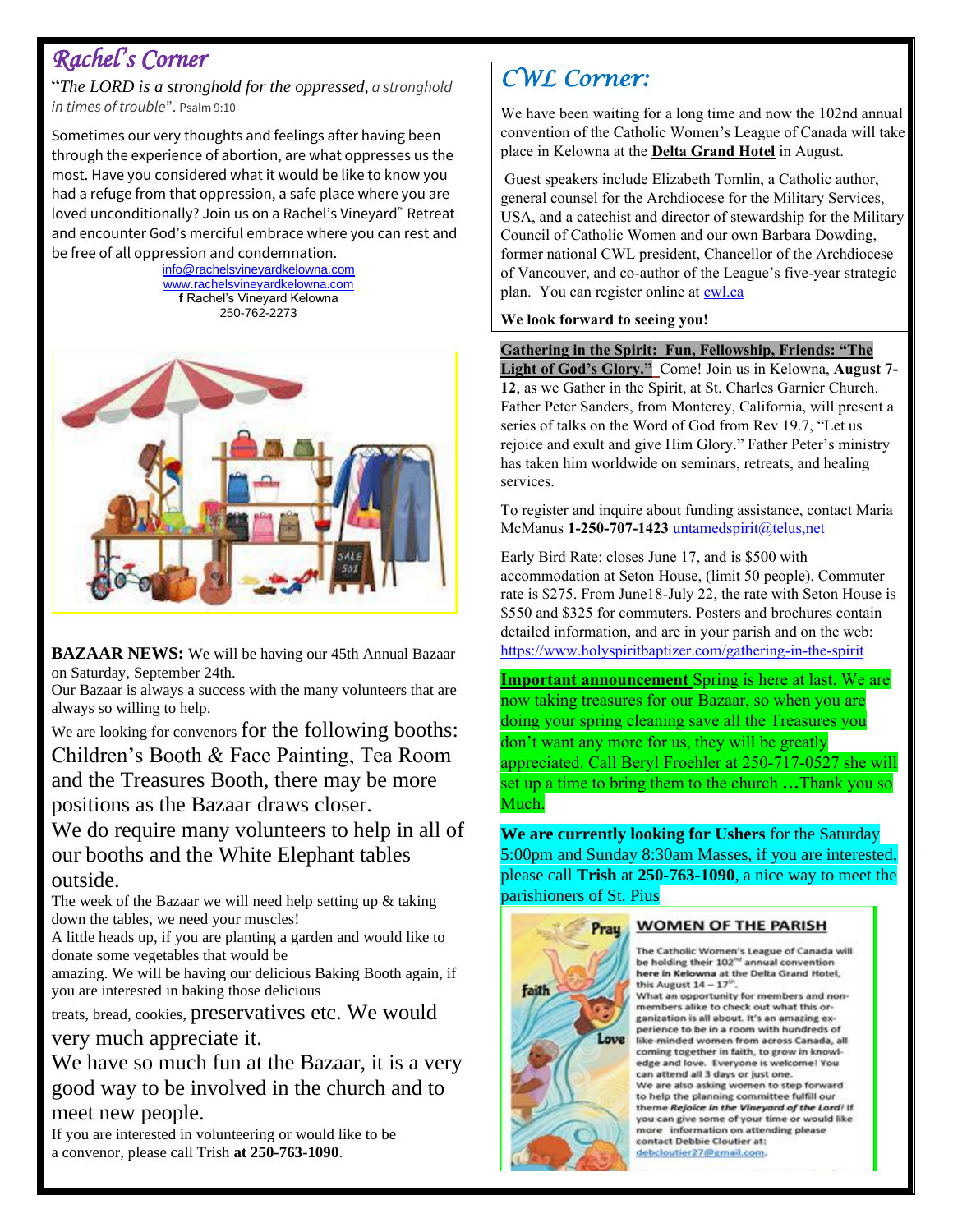# *Rachel's Corner*

"*The LORD is a stronghold for the oppressed*, *a stronghold in times of trouble*". Psalm 9:10

Sometimes our very thoughts and feelings after having been through the experience of abortion, are what oppresses us the most. Have you considered what it would be like to know you had a refuge from that oppression, a safe place where you are loved unconditionally? Join us on a Rachel's Vineyard™ Retreat and encounter God's merciful embrace where you can rest and be free of all oppression and condemnation.

info@rachelsvineyardkelowna.com
www.rachelsvineyardkelowna.com
f Rachel's Vineyard Kelowna
250-762-2273

**BAZAAR NEWS:** We will be having our 45th Annual Bazaar on Saturday, September 24th.

Our Bazaar is always a success with the many volunteers that are always so willing to help.

We are looking for convenors for the following booths: Children's Booth & Face Painting, Tea Room and the Treasures Booth, there may be more positions as the Bazaar draws closer.

We do require many volunteers to help in all of our booths and the White Elephant tables outside.

The week of the Bazaar we will need help setting up & taking down the tables, we need your muscles!

A little heads up, if you are planting a garden and would like to donate some vegetables that would be amazing. We will be having our delicious Baking Booth again, if you are interested in baking those delicious treats, bread, cookies, preservatives etc. We would very much appreciate it.

We have so much fun at the Bazaar, it is a very good way to be involved in the church and to meet new people.

If you are interested in volunteering or would like to be a convenor, please call Trish **at 250-763-1090**.

# *CWL Corner:*

We have been waiting for a long time and now the 102nd annual convention of the Catholic Women's League of Canada will take place in Kelowna at the **Delta Grand Hotel** in August.

Guest speakers include Elizabeth Tomlin, a Catholic author, general counsel for the Archdiocese for the Military Services, USA, and a catechist and director of stewardship for the Military Council of Catholic Women and our own Barbara Dowding, former national CWL president, Chancellor of the Archdiocese of Vancouver, and co-author of the League's five-year strategic plan. You can register online at cwl.ca

**We look forward to seeing you!**

**Gathering in the Spirit: Fun, Fellowship, Friends: "The Light of God's Glory."** Come! Join us in Kelowna, **August 7-12**, as we Gather in the Spirit, at St. Charles Garnier Church. Father Peter Sanders, from Monterey, California, will present a series of talks on the Word of God from Rev 19.7, "Let us rejoice and exult and give Him Glory." Father Peter's ministry has taken him worldwide on seminars, retreats, and healing services.

To register and inquire about funding assistance, contact Maria McManus **1-250-707-1423** untamedspirit@telus,net

Early Bird Rate: closes June 17, and is $500 with accommodation at Seton House, (limit 50 people). Commuter rate is $275. From June18-July 22, the rate with Seton House is $550 and $325 for commuters. Posters and brochures contain detailed information, and are in your parish and on the web: https://www.holyspiritbaptizer.com/gathering-in-the-spirit

**Important announcement** Spring is here at last. We are now taking treasures for our Bazaar, so when you are doing your spring cleaning save all the Treasures you don't want any more for us, they will be greatly appreciated. Call Beryl Froehler at 250-717-0527 she will set up a time to bring them to the church **…**Thank you so Much.

**We are currently looking for Ushers** for the Saturday 5:00pm and Sunday 8:30am Masses, if you are interested, please call **Trish** at **250-763-1090**, a nice way to meet the parishioners of St. Pius

## WOMEN OF THE PARISH

The Catholic Women's League of Canada will be holding their 102nd annual convention here in Kelowna at the Delta Grand Hotel, this August 14 – 17th.

What an opportunity for members and non-members alike to check out what this organization is all about. It's an amazing experience to be in a room with hundreds of like-minded women from across Canada, all coming together in faith, to grow in knowledge and love. Everyone is welcome! You can attend all 3 days or just one.

We are also asking women to step forward to help the planning committee fulfill our theme ***Rejoice in the Vineyard of the Lord!*** If you can give some of your time or would like more information on attending please contact Debbie Cloutier at: debcloutier27@gmail.com.